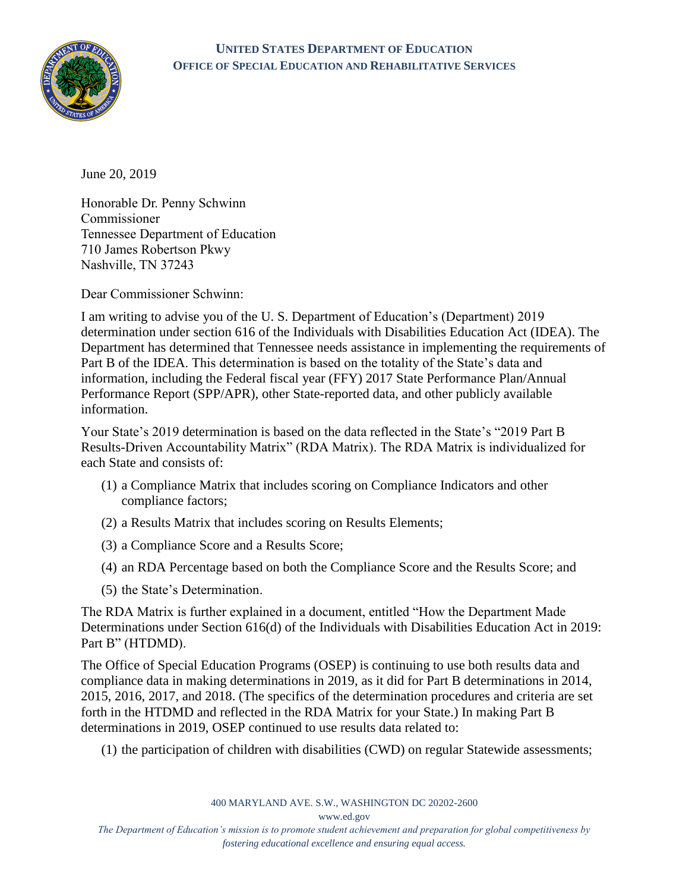**UNITED STATES DEPARTMENT OF EDUCATION**
**OFFICE OF SPECIAL EDUCATION AND REHABILITATIVE SERVICES**

June 20, 2019

Honorable Dr. Penny Schwinn
Commissioner
Tennessee Department of Education
710 James Robertson Pkwy
Nashville, TN 37243

Dear Commissioner Schwinn:

I am writing to advise you of the U. S. Department of Education's (Department) 2019 determination under section 616 of the Individuals with Disabilities Education Act (IDEA). The Department has determined that Tennessee needs assistance in implementing the requirements of Part B of the IDEA. This determination is based on the totality of the State's data and information, including the Federal fiscal year (FFY) 2017 State Performance Plan/Annual Performance Report (SPP/APR), other State-reported data, and other publicly available information.

Your State's 2019 determination is based on the data reflected in the State's "2019 Part B Results-Driven Accountability Matrix" (RDA Matrix). The RDA Matrix is individualized for each State and consists of:

(1) a Compliance Matrix that includes scoring on Compliance Indicators and other compliance factors;

(2) a Results Matrix that includes scoring on Results Elements;

(3) a Compliance Score and a Results Score;

(4) an RDA Percentage based on both the Compliance Score and the Results Score; and

(5) the State's Determination.

The RDA Matrix is further explained in a document, entitled "How the Department Made Determinations under Section 616(d) of the Individuals with Disabilities Education Act in 2019: Part B" (HTDMD).

The Office of Special Education Programs (OSEP) is continuing to use both results data and compliance data in making determinations in 2019, as it did for Part B determinations in 2014, 2015, 2016, 2017, and 2018. (The specifics of the determination procedures and criteria are set forth in the HTDMD and reflected in the RDA Matrix for your State.) In making Part B determinations in 2019, OSEP continued to use results data related to:

(1) the participation of children with disabilities (CWD) on regular Statewide assessments;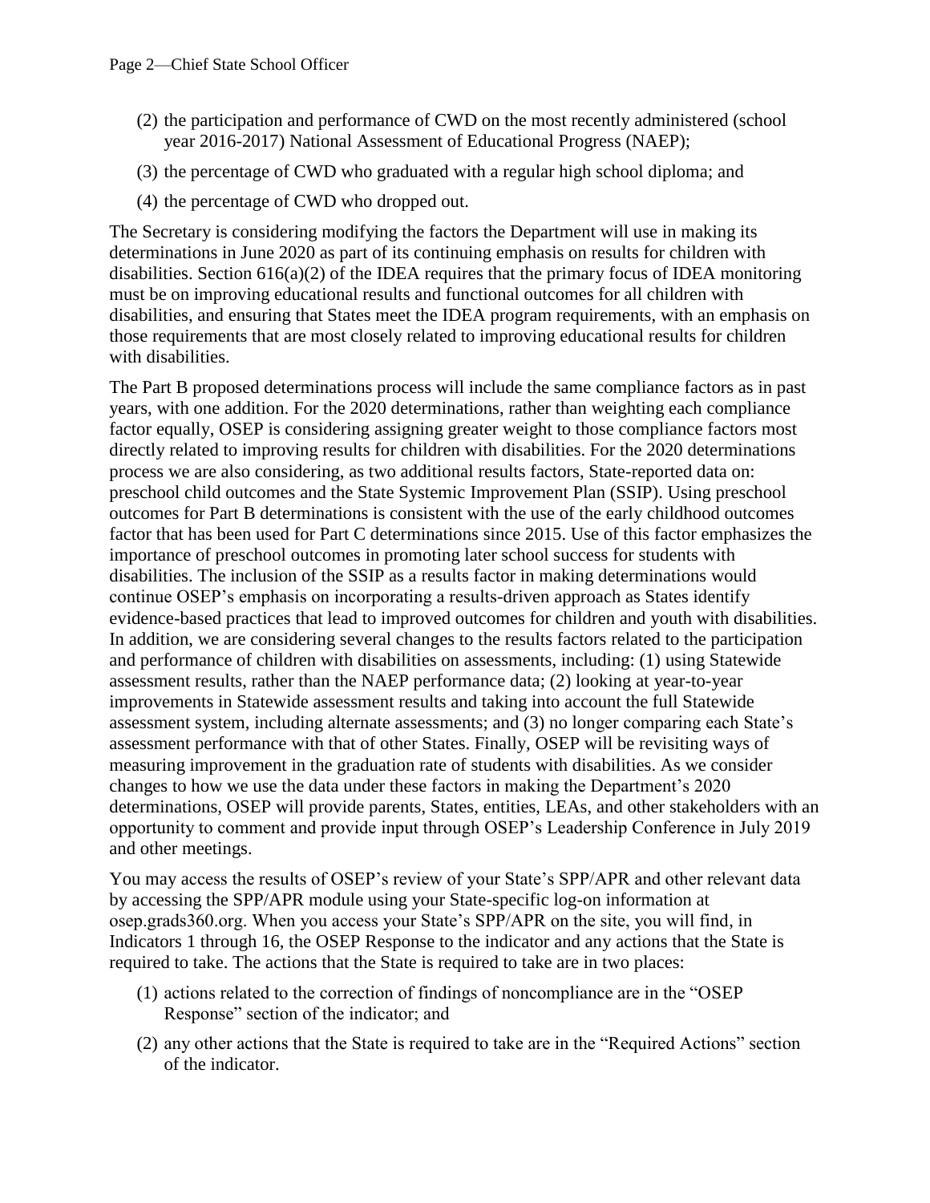(2) the participation and performance of CWD on the most recently administered (school year 2016-2017) National Assessment of Educational Progress (NAEP);

(3) the percentage of CWD who graduated with a regular high school diploma; and

(4) the percentage of CWD who dropped out.

The Secretary is considering modifying the factors the Department will use in making its determinations in June 2020 as part of its continuing emphasis on results for children with disabilities. Section 616(a)(2) of the IDEA requires that the primary focus of IDEA monitoring must be on improving educational results and functional outcomes for all children with disabilities, and ensuring that States meet the IDEA program requirements, with an emphasis on those requirements that are most closely related to improving educational results for children with disabilities.

The Part B proposed determinations process will include the same compliance factors as in past years, with one addition. For the 2020 determinations, rather than weighting each compliance factor equally, OSEP is considering assigning greater weight to those compliance factors most directly related to improving results for children with disabilities. For the 2020 determinations process we are also considering, as two additional results factors, State-reported data on: preschool child outcomes and the State Systemic Improvement Plan (SSIP). Using preschool outcomes for Part B determinations is consistent with the use of the early childhood outcomes factor that has been used for Part C determinations since 2015. Use of this factor emphasizes the importance of preschool outcomes in promoting later school success for students with disabilities. The inclusion of the SSIP as a results factor in making determinations would continue OSEP's emphasis on incorporating a results-driven approach as States identify evidence-based practices that lead to improved outcomes for children and youth with disabilities. In addition, we are considering several changes to the results factors related to the participation and performance of children with disabilities on assessments, including: (1) using Statewide assessment results, rather than the NAEP performance data; (2) looking at year-to-year improvements in Statewide assessment results and taking into account the full Statewide assessment system, including alternate assessments; and (3) no longer comparing each State's assessment performance with that of other States. Finally, OSEP will be revisiting ways of measuring improvement in the graduation rate of students with disabilities. As we consider changes to how we use the data under these factors in making the Department's 2020 determinations, OSEP will provide parents, States, entities, LEAs, and other stakeholders with an opportunity to comment and provide input through OSEP's Leadership Conference in July 2019 and other meetings.

You may access the results of OSEP's review of your State's SPP/APR and other relevant data by accessing the SPP/APR module using your State-specific log-on information at osep.grads360.org. When you access your State's SPP/APR on the site, you will find, in Indicators 1 through 16, the OSEP Response to the indicator and any actions that the State is required to take. The actions that the State is required to take are in two places:

(1) actions related to the correction of findings of noncompliance are in the "OSEP Response" section of the indicator; and

(2) any other actions that the State is required to take are in the "Required Actions" section of the indicator.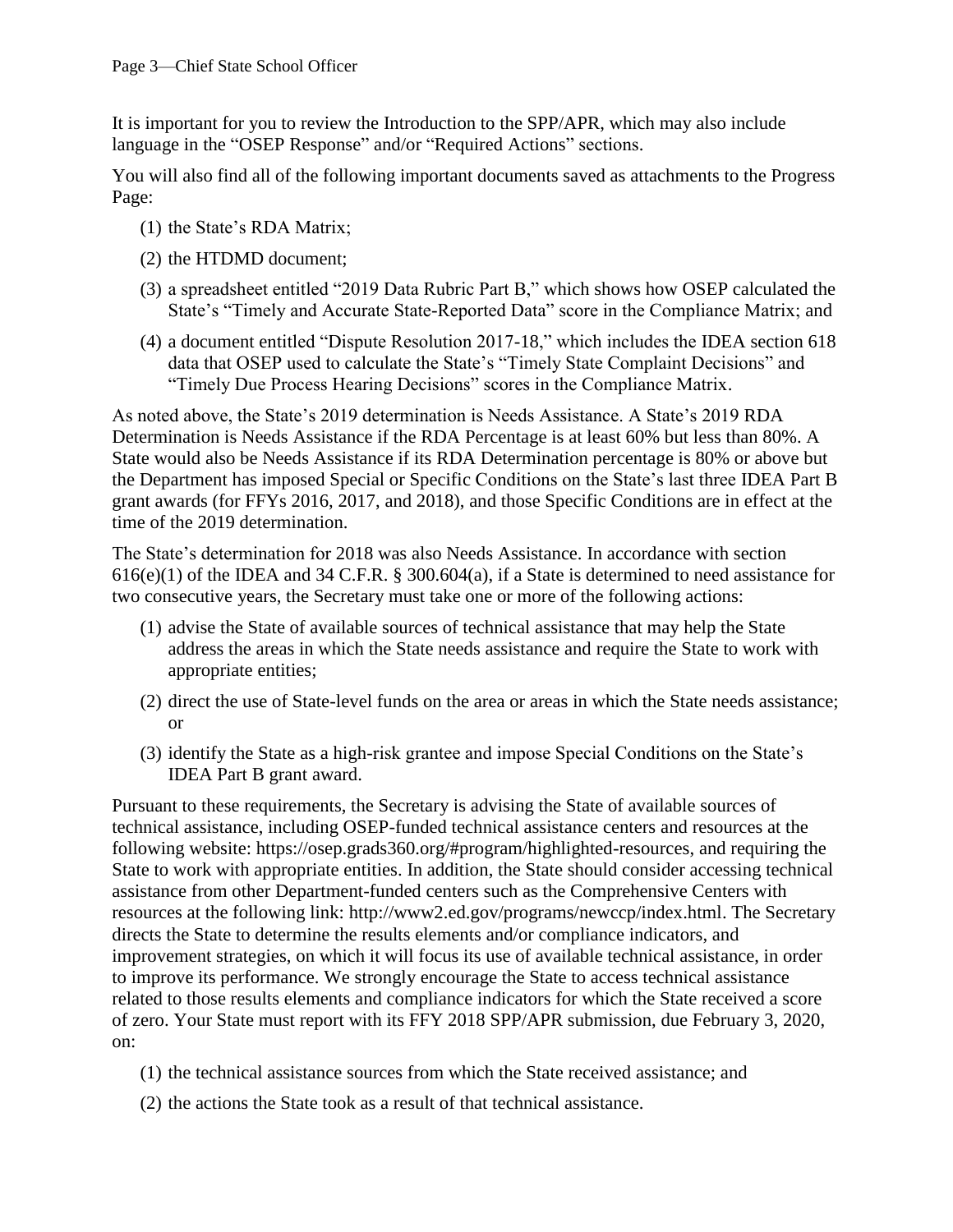It is important for you to review the Introduction to the SPP/APR, which may also include language in the "OSEP Response" and/or "Required Actions" sections.

You will also find all of the following important documents saved as attachments to the Progress Page:

(1) the State's RDA Matrix;

(2) the HTDMD document;

(3) a spreadsheet entitled "2019 Data Rubric Part B," which shows how OSEP calculated the State's "Timely and Accurate State-Reported Data" score in the Compliance Matrix; and

(4) a document entitled "Dispute Resolution 2017-18," which includes the IDEA section 618 data that OSEP used to calculate the State's "Timely State Complaint Decisions" and "Timely Due Process Hearing Decisions" scores in the Compliance Matrix.

As noted above, the State's 2019 determination is Needs Assistance. A State's 2019 RDA Determination is Needs Assistance if the RDA Percentage is at least 60% but less than 80%. A State would also be Needs Assistance if its RDA Determination percentage is 80% or above but the Department has imposed Special or Specific Conditions on the State's last three IDEA Part B grant awards (for FFYs 2016, 2017, and 2018), and those Specific Conditions are in effect at the time of the 2019 determination.

The State's determination for 2018 was also Needs Assistance. In accordance with section 616(e)(1) of the IDEA and 34 C.F.R. § 300.604(a), if a State is determined to need assistance for two consecutive years, the Secretary must take one or more of the following actions:

(1) advise the State of available sources of technical assistance that may help the State address the areas in which the State needs assistance and require the State to work with appropriate entities;

(2) direct the use of State-level funds on the area or areas in which the State needs assistance; or

(3) identify the State as a high-risk grantee and impose Special Conditions on the State's IDEA Part B grant award.

Pursuant to these requirements, the Secretary is advising the State of available sources of technical assistance, including OSEP-funded technical assistance centers and resources at the following website: https://osep.grads360.org/#program/highlighted-resources, and requiring the State to work with appropriate entities. In addition, the State should consider accessing technical assistance from other Department-funded centers such as the Comprehensive Centers with resources at the following link: http://www2.ed.gov/programs/newccp/index.html. The Secretary directs the State to determine the results elements and/or compliance indicators, and improvement strategies, on which it will focus its use of available technical assistance, in order to improve its performance. We strongly encourage the State to access technical assistance related to those results elements and compliance indicators for which the State received a score of zero. Your State must report with its FFY 2018 SPP/APR submission, due February 3, 2020, on:

(1) the technical assistance sources from which the State received assistance; and

(2) the actions the State took as a result of that technical assistance.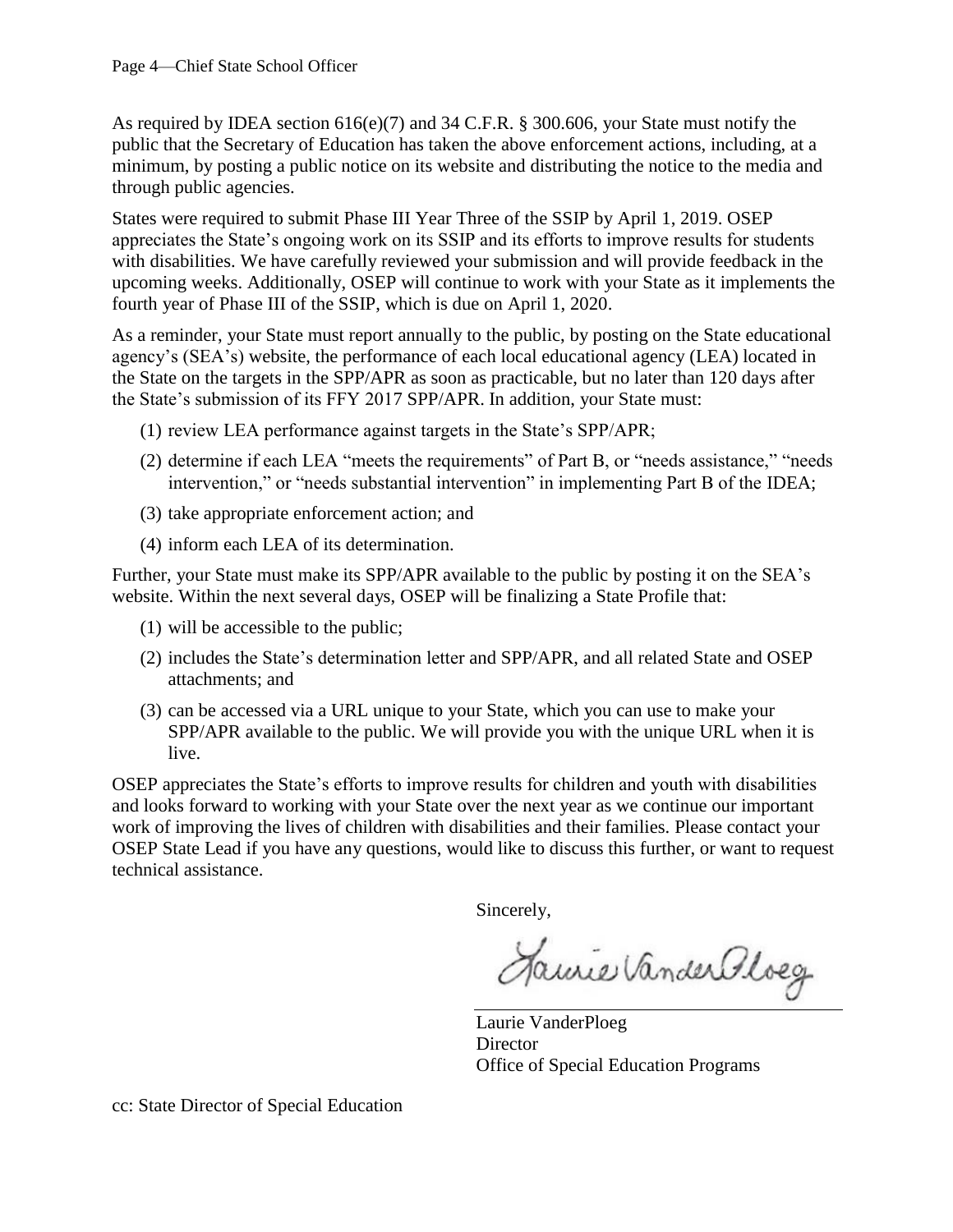As required by IDEA section 616(e)(7) and 34 C.F.R. § 300.606, your State must notify the public that the Secretary of Education has taken the above enforcement actions, including, at a minimum, by posting a public notice on its website and distributing the notice to the media and through public agencies.

States were required to submit Phase III Year Three of the SSIP by April 1, 2019. OSEP appreciates the State's ongoing work on its SSIP and its efforts to improve results for students with disabilities. We have carefully reviewed your submission and will provide feedback in the upcoming weeks. Additionally, OSEP will continue to work with your State as it implements the fourth year of Phase III of the SSIP, which is due on April 1, 2020.

As a reminder, your State must report annually to the public, by posting on the State educational agency's (SEA's) website, the performance of each local educational agency (LEA) located in the State on the targets in the SPP/APR as soon as practicable, but no later than 120 days after the State's submission of its FFY 2017 SPP/APR. In addition, your State must:

(1) review LEA performance against targets in the State's SPP/APR;

(2) determine if each LEA "meets the requirements" of Part B, or "needs assistance," "needs intervention," or "needs substantial intervention" in implementing Part B of the IDEA;

(3) take appropriate enforcement action; and

(4) inform each LEA of its determination.

Further, your State must make its SPP/APR available to the public by posting it on the SEA's website. Within the next several days, OSEP will be finalizing a State Profile that:

(1) will be accessible to the public;

(2) includes the State's determination letter and SPP/APR, and all related State and OSEP attachments; and

(3) can be accessed via a URL unique to your State, which you can use to make your SPP/APR available to the public. We will provide you with the unique URL when it is live.

OSEP appreciates the State's efforts to improve results for children and youth with disabilities and looks forward to working with your State over the next year as we continue our important work of improving the lives of children with disabilities and their families. Please contact your OSEP State Lead if you have any questions, would like to discuss this further, or want to request technical assistance.

Sincerely,

Laurie VanderPloeg
Director
Office of Special Education Programs

cc: State Director of Special Education